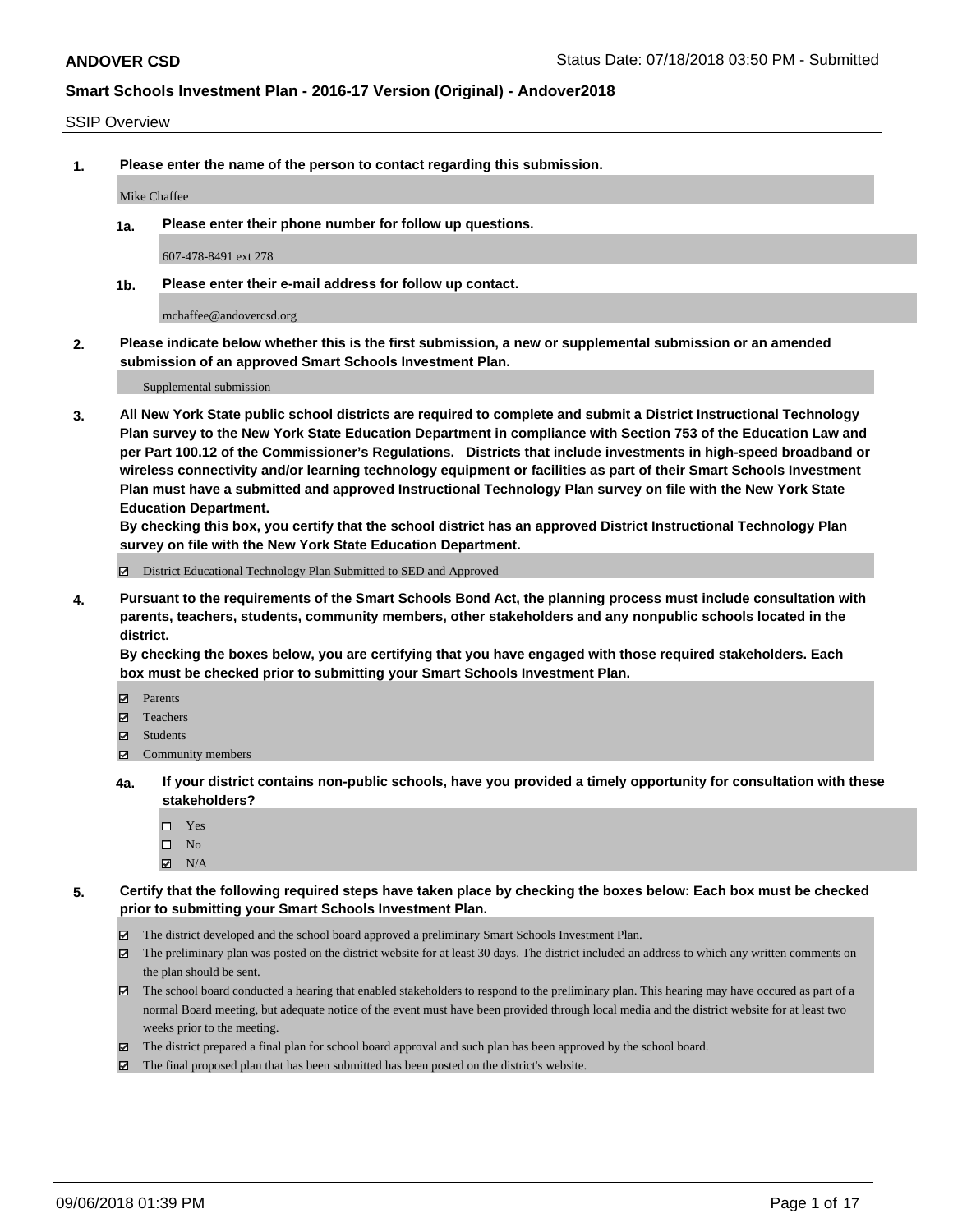**ANDOVER CSD** Status Date: 07/18/2018 03:50 PM - Submitted

**Smart Schools Investment Plan - 2016-17 Version (Original) - Andover2018**

SSIP Overview

**1. Please enter the name of the person to contact regarding this submission.**

Mike Chaffee

**1a. Please enter their phone number for follow up questions.**

607-478-8491 ext 278

**1b. Please enter their e-mail address for follow up contact.**

mchaffee@andovercsd.org

**2. Please indicate below whether this is the first submission, a new or supplemental submission or an amended submission of an approved Smart Schools Investment Plan.**

Supplemental submission

**3. All New York State public school districts are required to complete and submit a District Instructional Technology Plan survey to the New York State Education Department in compliance with Section 753 of the Education Law and per Part 100.12 of the Commissioner's Regulations. Districts that include investments in high-speed broadband or wireless connectivity and/or learning technology equipment or facilities as part of their Smart Schools Investment Plan must have a submitted and approved Instructional Technology Plan survey on file with the New York State Education Department.**
**By checking this box, you certify that the school district has an approved District Instructional Technology Plan survey on file with the New York State Education Department.**

☑ District Educational Technology Plan Submitted to SED and Approved

**4. Pursuant to the requirements of the Smart Schools Bond Act, the planning process must include consultation with parents, teachers, students, community members, other stakeholders and any nonpublic schools located in the district.**
**By checking the boxes below, you are certifying that you have engaged with those required stakeholders. Each box must be checked prior to submitting your Smart Schools Investment Plan.**

☑ Parents
☑ Teachers
☑ Students
☑ Community members

**4a. If your district contains non-public schools, have you provided a timely opportunity for consultation with these stakeholders?**

☐ Yes
☐ No
☑ N/A

**5. Certify that the following required steps have taken place by checking the boxes below: Each box must be checked prior to submitting your Smart Schools Investment Plan.**

☑ The district developed and the school board approved a preliminary Smart Schools Investment Plan.
☑ The preliminary plan was posted on the district website for at least 30 days. The district included an address to which any written comments on the plan should be sent.
☑ The school board conducted a hearing that enabled stakeholders to respond to the preliminary plan. This hearing may have occured as part of a normal Board meeting, but adequate notice of the event must have been provided through local media and the district website for at least two weeks prior to the meeting.
☑ The district prepared a final plan for school board approval and such plan has been approved by the school board.
☑ The final proposed plan that has been submitted has been posted on the district's website.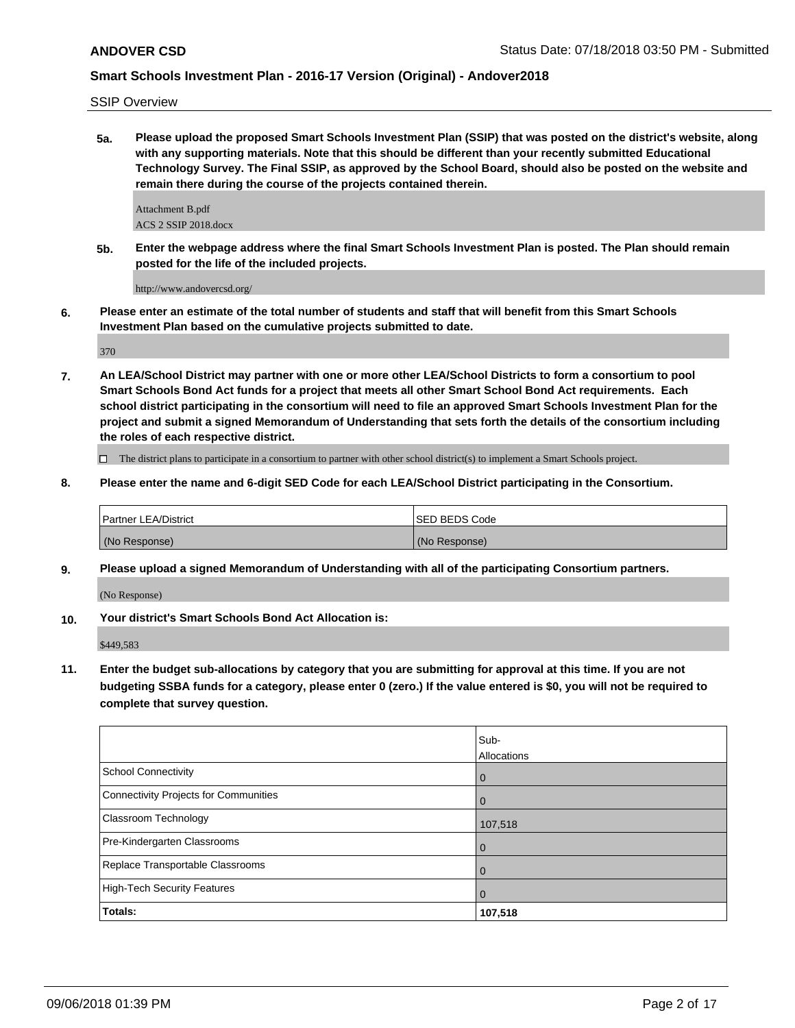SSIP Overview

**5a. Please upload the proposed Smart Schools Investment Plan (SSIP) that was posted on the district's website, along with any supporting materials. Note that this should be different than your recently submitted Educational Technology Survey. The Final SSIP, as approved by the School Board, should also be posted on the website and remain there during the course of the projects contained therein.**

Attachment B.pdf
ACS 2 SSIP 2018.docx

**5b. Enter the webpage address where the final Smart Schools Investment Plan is posted. The Plan should remain posted for the life of the included projects.**

http://www.andovercsd.org/

**6. Please enter an estimate of the total number of students and staff that will benefit from this Smart Schools Investment Plan based on the cumulative projects submitted to date.**

370

**7. An LEA/School District may partner with one or more other LEA/School Districts to form a consortium to pool Smart Schools Bond Act funds for a project that meets all other Smart School Bond Act requirements. Each school district participating in the consortium will need to file an approved Smart Schools Investment Plan for the project and submit a signed Memorandum of Understanding that sets forth the details of the consortium including the roles of each respective district.**

☐ The district plans to participate in a consortium to partner with other school district(s) to implement a Smart Schools project.

**8. Please enter the name and 6-digit SED Code for each LEA/School District participating in the Consortium.**

| Partner LEA/District | SED BEDS Code |
| --- | --- |
| (No Response) | (No Response) |

**9. Please upload a signed Memorandum of Understanding with all of the participating Consortium partners.**

(No Response)

**10. Your district's Smart Schools Bond Act Allocation is:**

$449,583

**11. Enter the budget sub-allocations by category that you are submitting for approval at this time. If you are not budgeting SSBA funds for a category, please enter 0 (zero.) If the value entered is $0, you will not be required to complete that survey question.**

| | Sub-Allocations |
| --- | --- |
| School Connectivity | 0 |
| Connectivity Projects for Communities | 0 |
| Classroom Technology | 107,518 |
| Pre-Kindergarten Classrooms | 0 |
| Replace Transportable Classrooms | 0 |
| High-Tech Security Features | 0 |
| **Totals:** | **107,518** |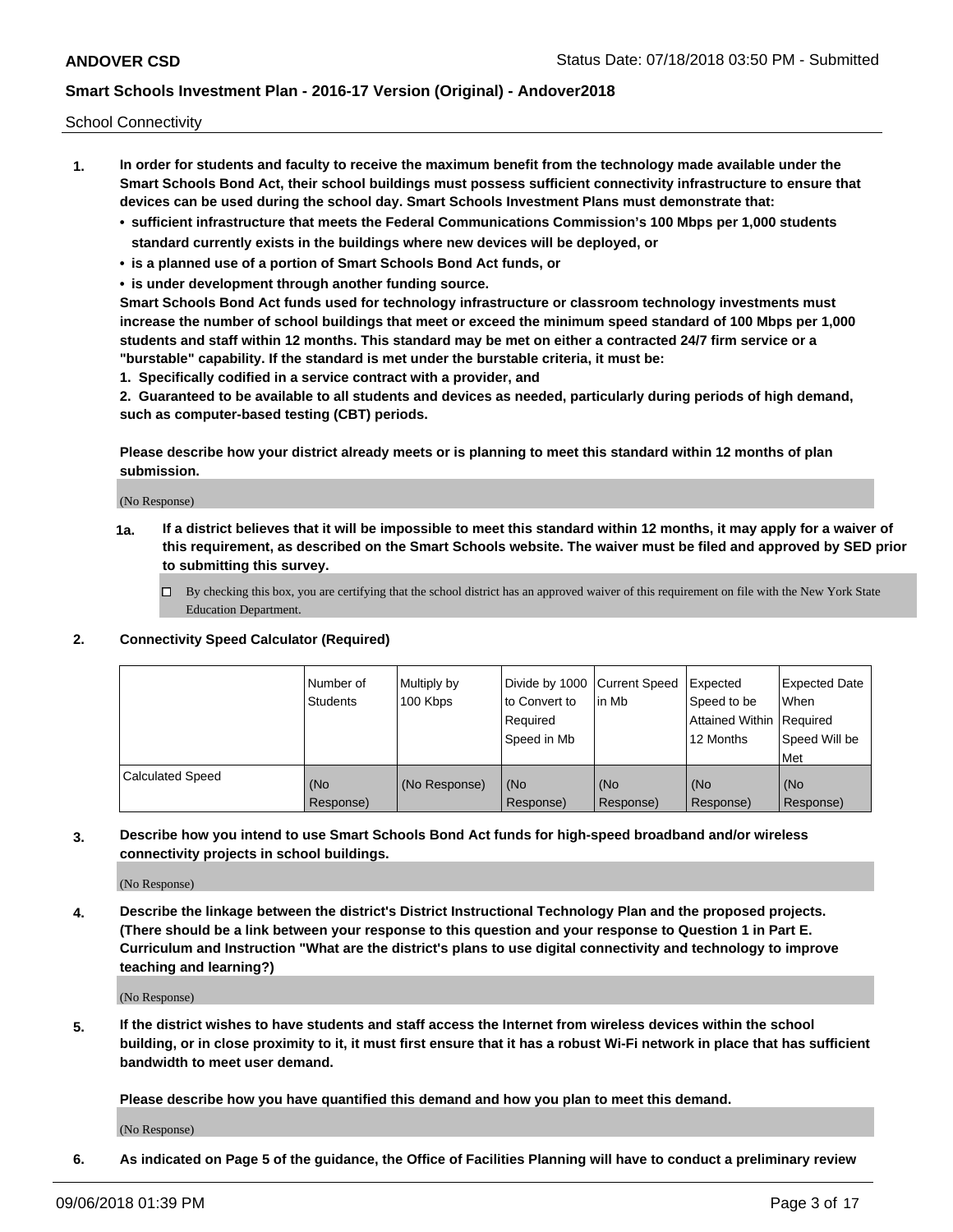School Connectivity

1. **In order for students and faculty to receive the maximum benefit from the technology made available under the Smart Schools Bond Act, their school buildings must possess sufficient connectivity infrastructure to ensure that devices can be used during the school day. Smart Schools Investment Plans must demonstrate that:**
   - **sufficient infrastructure that meets the Federal Communications Commission's 100 Mbps per 1,000 students standard currently exists in the buildings where new devices will be deployed, or**
   - **is a planned use of a portion of Smart Schools Bond Act funds, or**
   - **is under development through another funding source.**

   **Smart Schools Bond Act funds used for technology infrastructure or classroom technology investments must increase the number of school buildings that meet or exceed the minimum speed standard of 100 Mbps per 1,000 students and staff within 12 months. This standard may be met on either a contracted 24/7 firm service or a "burstable" capability. If the standard is met under the burstable criteria, it must be:**

   **1. Specifically codified in a service contract with a provider, and**

   **2. Guaranteed to be available to all students and devices as needed, particularly during periods of high demand, such as computer-based testing (CBT) periods.**

   **Please describe how your district already meets or is planning to meet this standard within 12 months of plan submission.**

   (No Response)

   **1a. If a district believes that it will be impossible to meet this standard within 12 months, it may apply for a waiver of this requirement, as described on the Smart Schools website. The waiver must be filed and approved by SED prior to submitting this survey.**

   ☐ By checking this box, you are certifying that the school district has an approved waiver of this requirement on file with the New York State Education Department.

2. **Connectivity Speed Calculator (Required)**

| | Number of Students | Multiply by 100 Kbps | Divide by 1000 to Convert to Required Speed in Mb | Current Speed in Mb | Expected Speed to be Attained Within 12 Months | Expected Date When Required Speed Will be Met |
|---|---|---|---|---|---|---|
| Calculated Speed | (No Response) | (No Response) | (No Response) | (No Response) | (No Response) | (No Response) |

3. **Describe how you intend to use Smart Schools Bond Act funds for high-speed broadband and/or wireless connectivity projects in school buildings.**

   (No Response)

4. **Describe the linkage between the district's District Instructional Technology Plan and the proposed projects. (There should be a link between your response to this question and your response to Question 1 in Part E. Curriculum and Instruction "What are the district's plans to use digital connectivity and technology to improve teaching and learning?)**

   (No Response)

5. **If the district wishes to have students and staff access the Internet from wireless devices within the school building, or in close proximity to it, it must first ensure that it has a robust Wi-Fi network in place that has sufficient bandwidth to meet user demand.**

   **Please describe how you have quantified this demand and how you plan to meet this demand.**

   (No Response)

6. **As indicated on Page 5 of the guidance, the Office of Facilities Planning will have to conduct a preliminary review**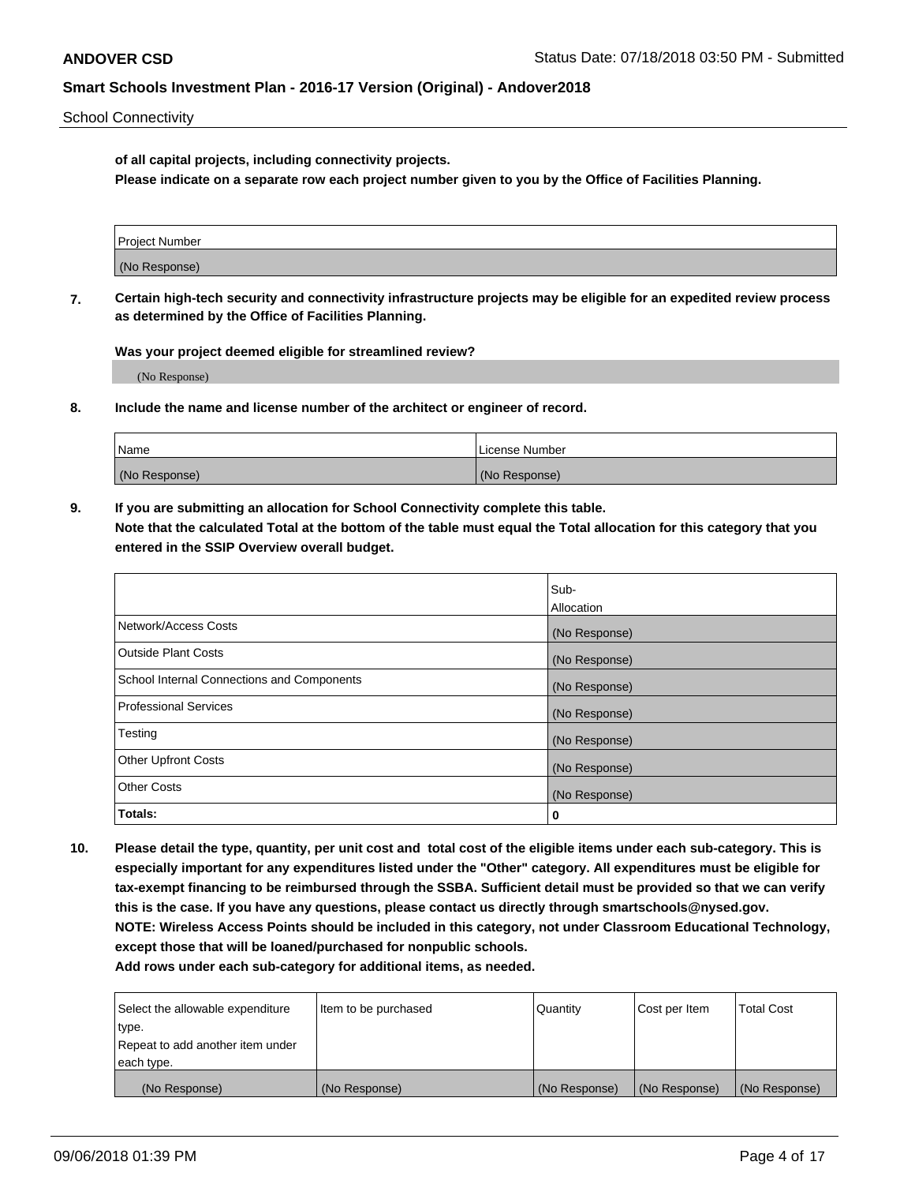**of all capital projects, including connectivity projects.**

**Please indicate on a separate row each project number given to you by the Office of Facilities Planning.**

| Project Number |
| --- |
| (No Response) |

**7. Certain high-tech security and connectivity infrastructure projects may be eligible for an expedited review process as determined by the Office of Facilities Planning.**

**Was your project deemed eligible for streamlined review?**

(No Response)

**8. Include the name and license number of the architect or engineer of record.**

| Name | License Number |
| --- | --- |
| (No Response) | (No Response) |

**9. If you are submitting an allocation for School Connectivity complete this table.**
**Note that the calculated Total at the bottom of the table must equal the Total allocation for this category that you entered in the SSIP Overview overall budget.**

| | Sub-Allocation |
| --- | --- |
| Network/Access Costs | (No Response) |
| Outside Plant Costs | (No Response) |
| School Internal Connections and Components | (No Response) |
| Professional Services | (No Response) |
| Testing | (No Response) |
| Other Upfront Costs | (No Response) |
| Other Costs | (No Response) |
| **Totals:** | **0** |

**10. Please detail the type, quantity, per unit cost and total cost of the eligible items under each sub-category. This is especially important for any expenditures listed under the "Other" category. All expenditures must be eligible for tax-exempt financing to be reimbursed through the SSBA. Sufficient detail must be provided so that we can verify this is the case. If you have any questions, please contact us directly through smartschools@nysed.gov.**
**NOTE: Wireless Access Points should be included in this category, not under Classroom Educational Technology, except those that will be loaned/purchased for nonpublic schools.**
**Add rows under each sub-category for additional items, as needed.**

| Select the allowable expenditure type. Repeat to add another item under each type. | Item to be purchased | Quantity | Cost per Item | Total Cost |
| --- | --- | --- | --- | --- |
| (No Response) | (No Response) | (No Response) | (No Response) | (No Response) |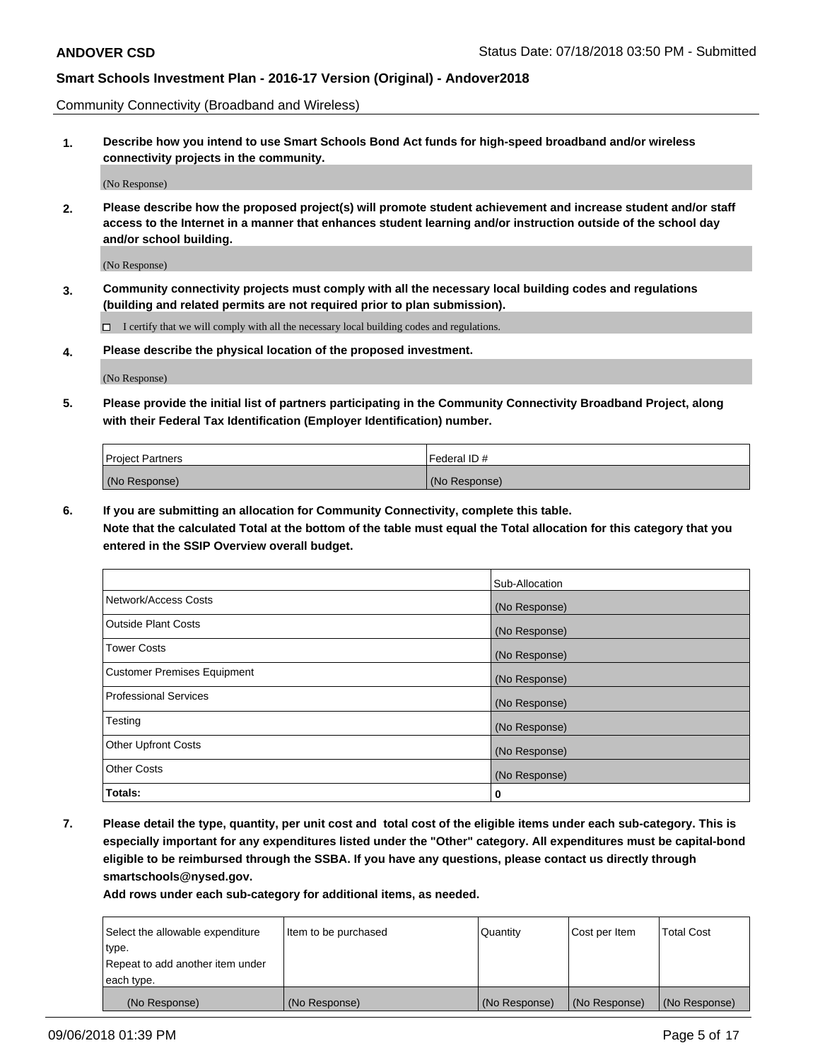Community Connectivity (Broadband and Wireless)

**1. Describe how you intend to use Smart Schools Bond Act funds for high-speed broadband and/or wireless connectivity projects in the community.**

(No Response)

**2. Please describe how the proposed project(s) will promote student achievement and increase student and/or staff access to the Internet in a manner that enhances student learning and/or instruction outside of the school day and/or school building.**

(No Response)

**3. Community connectivity projects must comply with all the necessary local building codes and regulations (building and related permits are not required prior to plan submission).**

☐ I certify that we will comply with all the necessary local building codes and regulations.

**4. Please describe the physical location of the proposed investment.**

(No Response)

**5. Please provide the initial list of partners participating in the Community Connectivity Broadband Project, along with their Federal Tax Identification (Employer Identification) number.**

| Project Partners | Federal ID # |
|---|---|
| (No Response) | (No Response) |

**6. If you are submitting an allocation for Community Connectivity, complete this table.**
**Note that the calculated Total at the bottom of the table must equal the Total allocation for this category that you entered in the SSIP Overview overall budget.**

| | Sub-Allocation |
|---|---|
| Network/Access Costs | (No Response) |
| Outside Plant Costs | (No Response) |
| Tower Costs | (No Response) |
| Customer Premises Equipment | (No Response) |
| Professional Services | (No Response) |
| Testing | (No Response) |
| Other Upfront Costs | (No Response) |
| Other Costs | (No Response) |
| **Totals:** | **0** |

**7. Please detail the type, quantity, per unit cost and total cost of the eligible items under each sub-category. This is especially important for any expenditures listed under the "Other" category. All expenditures must be capital-bond eligible to be reimbursed through the SSBA. If you have any questions, please contact us directly through smartschools@nysed.gov.**
**Add rows under each sub-category for additional items, as needed.**

| Select the allowable expenditure type. Repeat to add another item under each type. | Item to be purchased | Quantity | Cost per Item | Total Cost |
|---|---|---|---|---|
| (No Response) | (No Response) | (No Response) | (No Response) | (No Response) |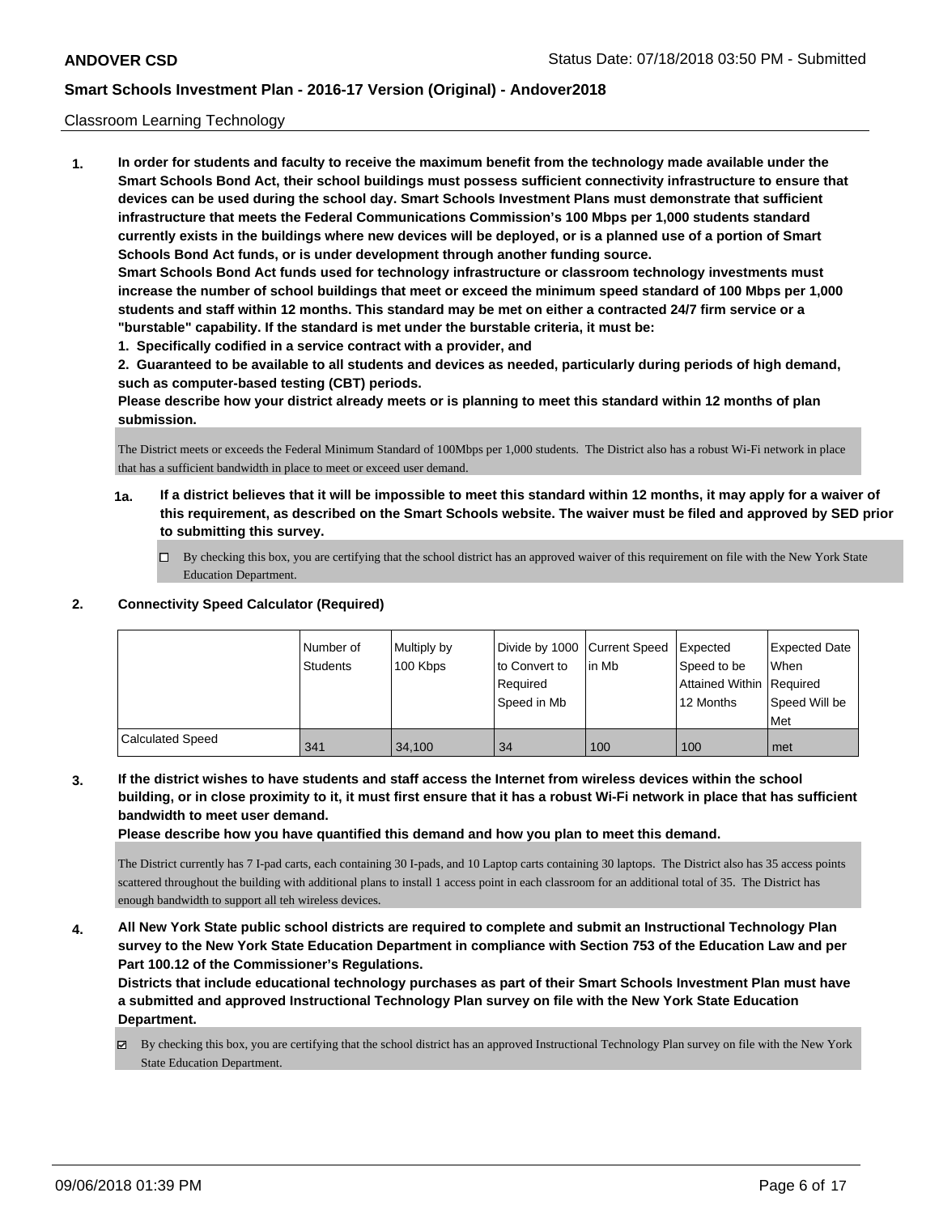Classroom Learning Technology

**1. In order for students and faculty to receive the maximum benefit from the technology made available under the Smart Schools Bond Act, their school buildings must possess sufficient connectivity infrastructure to ensure that devices can be used during the school day. Smart Schools Investment Plans must demonstrate that sufficient infrastructure that meets the Federal Communications Commission's 100 Mbps per 1,000 students standard currently exists in the buildings where new devices will be deployed, or is a planned use of a portion of Smart Schools Bond Act funds, or is under development through another funding source.**

**Smart Schools Bond Act funds used for technology infrastructure or classroom technology investments must increase the number of school buildings that meet or exceed the minimum speed standard of 100 Mbps per 1,000 students and staff within 12 months. This standard may be met on either a contracted 24/7 firm service or a "burstable" capability. If the standard is met under the burstable criteria, it must be:**

**1. Specifically codified in a service contract with a provider, and**

**2. Guaranteed to be available to all students and devices as needed, particularly during periods of high demand, such as computer-based testing (CBT) periods.**

**Please describe how your district already meets or is planning to meet this standard within 12 months of plan submission.**

The District meets or exceeds the Federal Minimum Standard of 100Mbps per 1,000 students. The District also has a robust Wi-Fi network in place that has a sufficient bandwidth in place to meet or exceed user demand.

**1a. If a district believes that it will be impossible to meet this standard within 12 months, it may apply for a waiver of this requirement, as described on the Smart Schools website. The waiver must be filed and approved by SED prior to submitting this survey.**

☐ By checking this box, you are certifying that the school district has an approved waiver of this requirement on file with the New York State Education Department.

**2. Connectivity Speed Calculator (Required)**

| | Number of Students | Multiply by 100 Kbps | Divide by 1000 to Convert to Required Speed in Mb | Current Speed in Mb | Expected Speed to be Attained Within 12 Months | Expected Date When Required Speed Will be Met |
|---|---|---|---|---|---|---|
| Calculated Speed | 341 | 34,100 | 34 | 100 | 100 | met |

**3. If the district wishes to have students and staff access the Internet from wireless devices within the school building, or in close proximity to it, it must first ensure that it has a robust Wi-Fi network in place that has sufficient bandwidth to meet user demand.**

**Please describe how you have quantified this demand and how you plan to meet this demand.**

The District currently has 7 I-pad carts, each containing 30 I-pads, and 10 Laptop carts containing 30 laptops. The District also has 35 access points scattered throughout the building with additional plans to install 1 access point in each classroom for an additional total of 35. The District has enough bandwidth to support all teh wireless devices.

**4. All New York State public school districts are required to complete and submit an Instructional Technology Plan survey to the New York State Education Department in compliance with Section 753 of the Education Law and per Part 100.12 of the Commissioner's Regulations.**

**Districts that include educational technology purchases as part of their Smart Schools Investment Plan must have a submitted and approved Instructional Technology Plan survey on file with the New York State Education Department.**

☑ By checking this box, you are certifying that the school district has an approved Instructional Technology Plan survey on file with the New York State Education Department.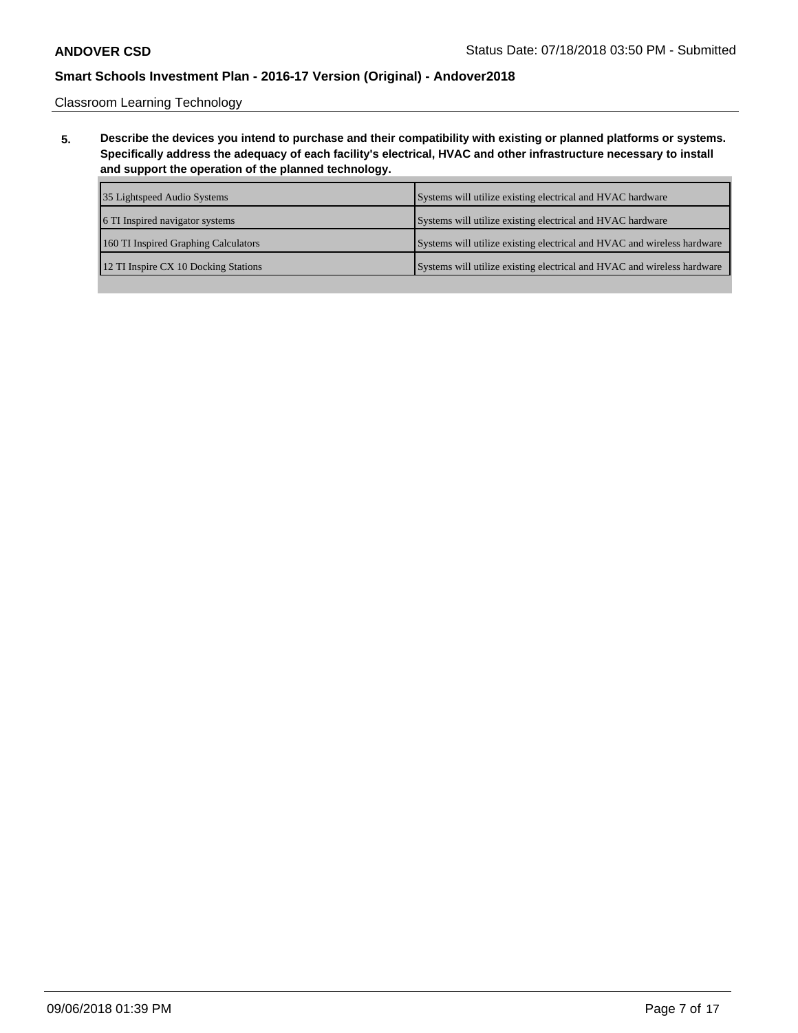Classroom Learning Technology

**5. Describe the devices you intend to purchase and their compatibility with existing or planned platforms or systems. Specifically address the adequacy of each facility's electrical, HVAC and other infrastructure necessary to install and support the operation of the planned technology.**

| | |
|---|---|
| 35 Lightspeed Audio Systems | Systems will utilize existing electrical and HVAC hardware |
| 6 TI Inspired navigator systems | Systems will utilize existing electrical and HVAC hardware |
| 160 TI Inspired Graphing Calculators | Systems will utilize existing electrical and HVAC and wireless hardware |
| 12 TI Inspire CX 10 Docking Stations | Systems will utilize existing electrical and HVAC and wireless hardware |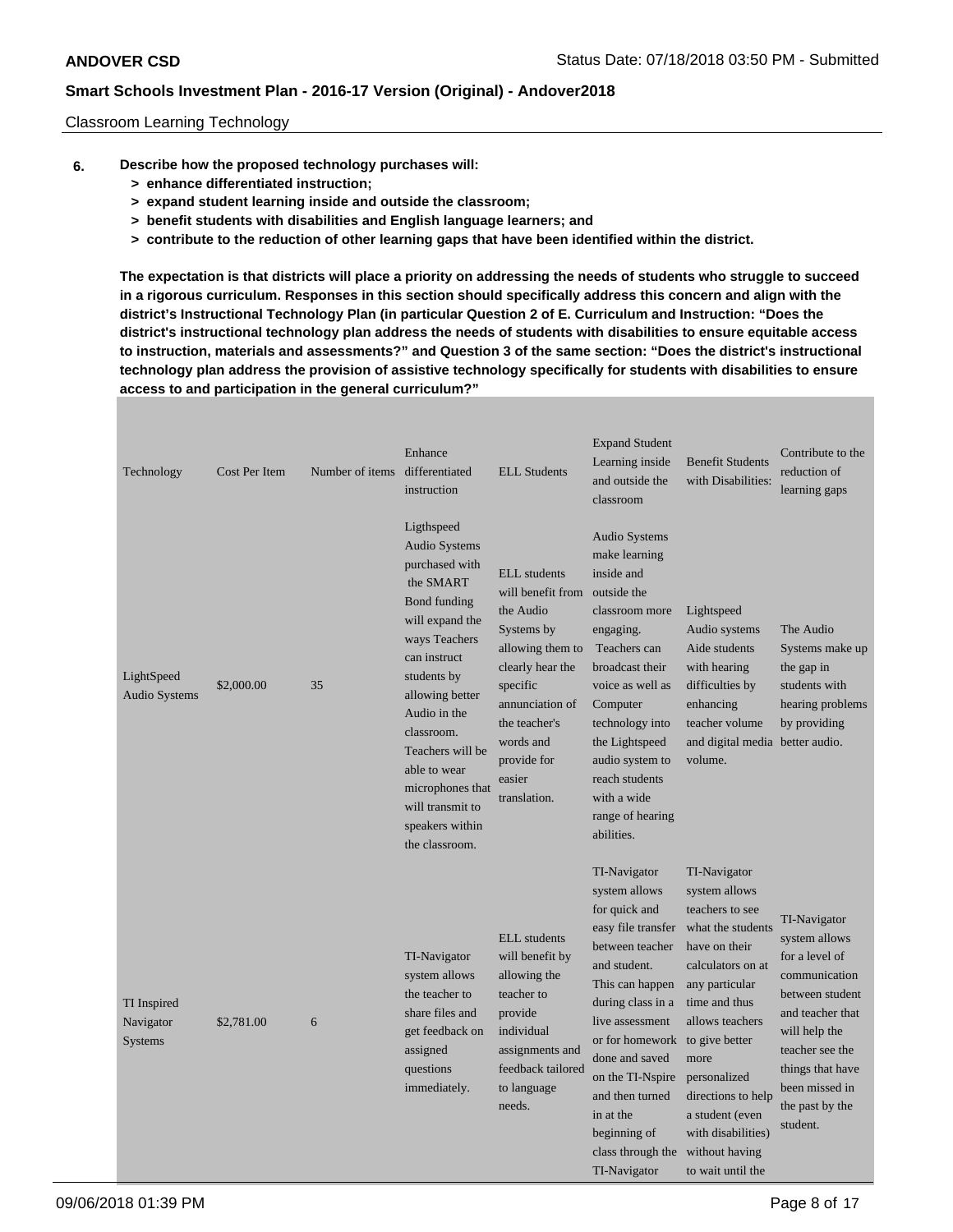Classroom Learning Technology

**6. Describe how the proposed technology purchases will:**
- **> enhance differentiated instruction;**
- **> expand student learning inside and outside the classroom;**
- **> benefit students with disabilities and English language learners; and**
- **> contribute to the reduction of other learning gaps that have been identified within the district.**

**The expectation is that districts will place a priority on addressing the needs of students who struggle to succeed in a rigorous curriculum. Responses in this section should specifically address this concern and align with the district's Instructional Technology Plan (in particular Question 2 of E. Curriculum and Instruction: "Does the district's instructional technology plan address the needs of students with disabilities to ensure equitable access to instruction, materials and assessments?" and Question 3 of the same section: "Does the district's instructional technology plan address the provision of assistive technology specifically for students with disabilities to ensure access to and participation in the general curriculum?"**

| Technology | Cost Per Item | Number of items | Enhance differentiated instruction | ELL Students | Expand Student Learning inside and outside the classroom | Benefit Students with Disabilities: | Contribute to the reduction of learning gaps |
|---|---|---|---|---|---|---|---|
| LightSpeed Audio Systems | $2,000.00 | 35 | Ligthspeed Audio Systems purchased with the SMART Bond funding will expand the ways Teachers can instruct students by allowing better Audio in the classroom. Teachers will be able to wear microphones that will transmit to speakers within the classroom. | ELL students will benefit from the Audio Systems by allowing them to clearly hear the specific annunciation of the teacher's words and provide for easier translation. | Audio Systems make learning inside and outside the classroom more engaging. Teachers can broadcast their voice as well as Computer technology into the Lightspeed audio system to reach students with a wide range of hearing abilities. | Lightspeed Audio systems Aide students with hearing difficulties by enhancing teacher volume and digital media volume. | The Audio Systems make up the gap in students with hearing problems by providing better audio. |
| TI Inspired Navigator Systems | $2,781.00 | 6 | TI-Navigator system allows the teacher to share files and get feedback on assigned questions immediately. | ELL students will benefit by allowing the teacher to provide individual assignments and feedback tailored to language needs. | TI-Navigator system allows for quick and easy file transfer between teacher and student. This can happen during class in a live assessment or for homework done and saved on the TI-Nspire and then turned in at the beginning of class through the TI-Navigator | TI-Navigator system allows teachers to see what the students have on their calculators on at any particular time and thus allows teachers to give better more personalized directions to help a student (even with disabilities) without having to wait until the | TI-Navigator system allows for a level of communication between student and teacher that will help the teacher see the things that have been missed in the past by the student. |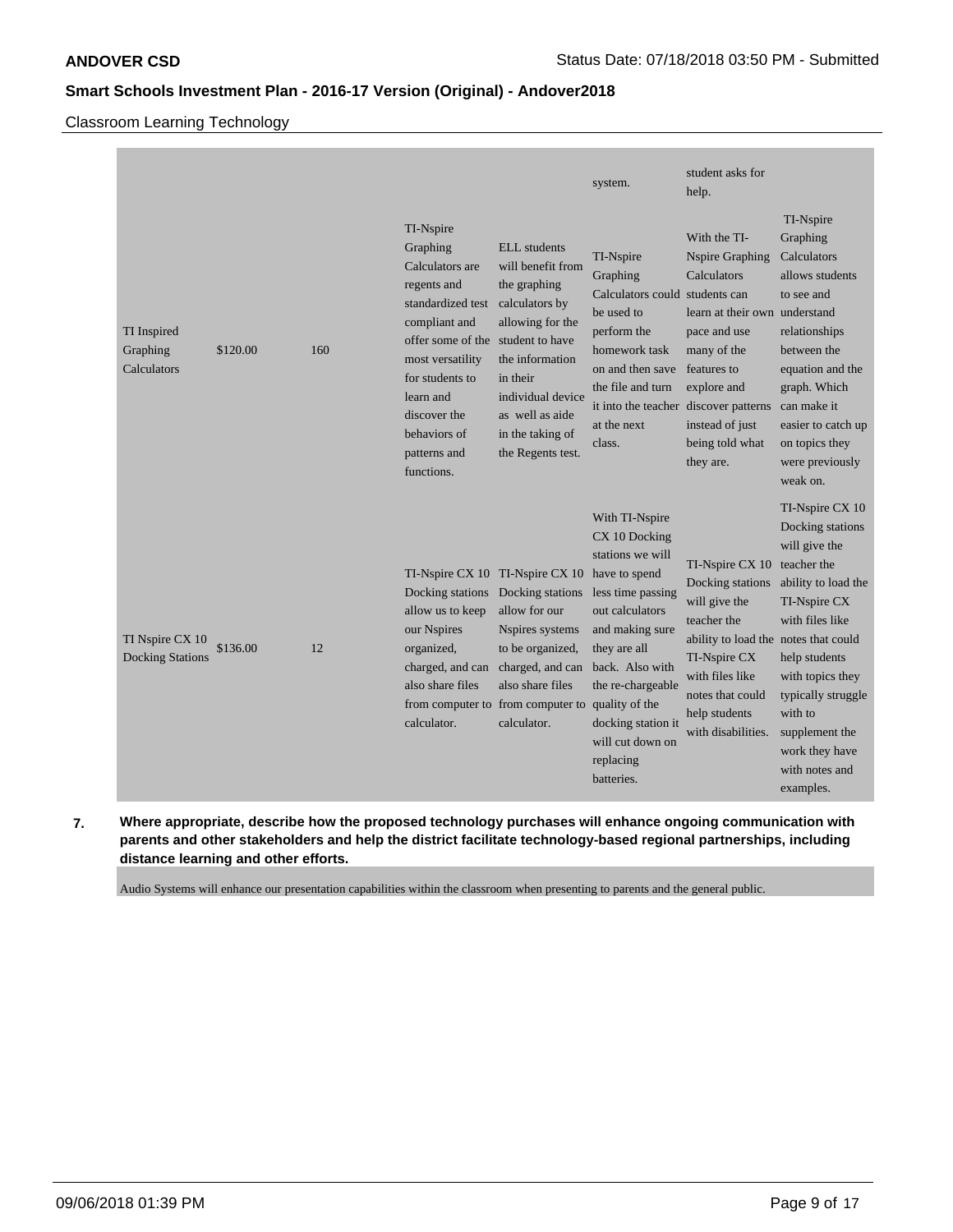## Classroom Learning Technology

| | | | | | | | |
|---|---|---|---|---|---|---|---|
| | | | | | system. | student asks for help. | |
| TI Inspired Graphing Calculators | $120.00 | 160 | TI-Nspire Graphing Calculators are regents and standardized test compliant and offer some of the most versatility for students to learn and discover the behaviors of patterns and functions. | ELL students will benefit from the graphing calculators by allowing for the student to have the information in their individual device as well as aide in the taking of the Regents test. | TI-Nspire Graphing Calculators could be used to perform the homework task on and then save the file and turn it into the teacher at the next class. | With the TI-Nspire Graphing Calculators students can learn at their own pace and use many of the features to explore and discover patterns instead of just being told what they are. | TI-Nspire Graphing Calculators allows students to see and understand relationships between the equation and the graph. Which can make it easier to catch up on topics they were previously weak on. |
| TI Nspire CX 10 Docking Stations | $136.00 | 12 | TI-Nspire CX 10 Docking stations allow us to keep our Nspires organized, charged, and can also share files from computer to calculator. | TI-Nspire CX 10 Docking stations allow for our Nspires systems to be organized, charged, and can also share files from computer to calculator. | With TI-Nspire CX 10 Docking stations we will have to spend less time passing out calculators and making sure they are all back. Also with the re-chargeable quality of the docking station it will cut down on replacing batteries. | TI-Nspire CX 10 Docking stations will give the teacher the ability to load the TI-Nspire CX with files like notes that could help students with disabilities. | TI-Nspire CX 10 Docking stations will give the teacher the ability to load the TI-Nspire CX with files like notes that could help students with topics they typically struggle with to supplement the work they have with notes and examples. |

**7. Where appropriate, describe how the proposed technology purchases will enhance ongoing communication with parents and other stakeholders and help the district facilitate technology-based regional partnerships, including distance learning and other efforts.**

Audio Systems will enhance our presentation capabilities within the classroom when presenting to parents and the general public.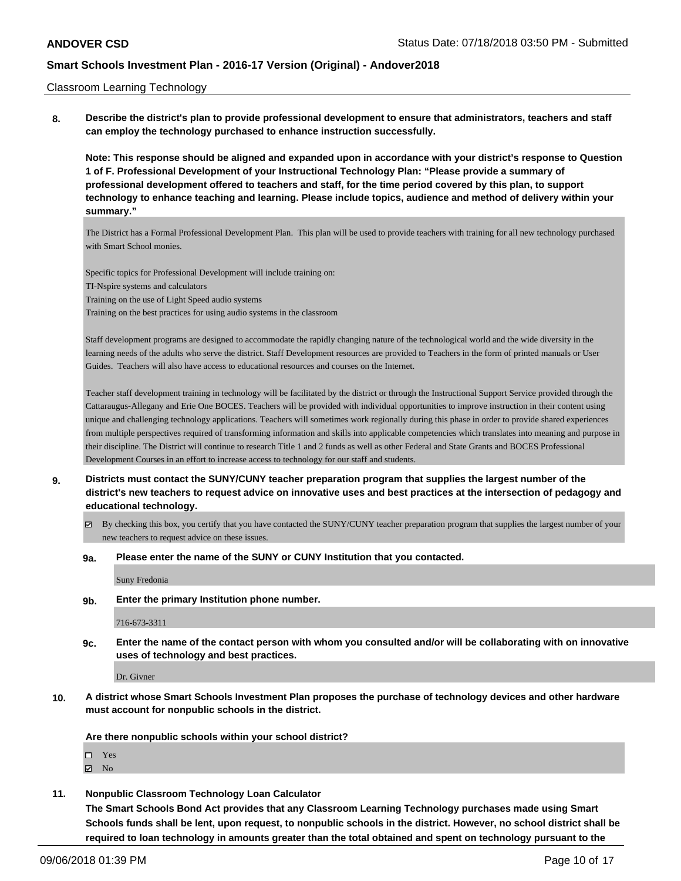Classroom Learning Technology

**8. Describe the district's plan to provide professional development to ensure that administrators, teachers and staff can employ the technology purchased to enhance instruction successfully.**

**Note: This response should be aligned and expanded upon in accordance with your district's response to Question 1 of F. Professional Development of your Instructional Technology Plan: "Please provide a summary of professional development offered to teachers and staff, for the time period covered by this plan, to support technology to enhance teaching and learning. Please include topics, audience and method of delivery within your summary."**

The District has a Formal Professional Development Plan. This plan will be used to provide teachers with training for all new technology purchased with Smart School monies.

Specific topics for Professional Development will include training on:
TI-Nspire systems and calculators
Training on the use of Light Speed audio systems
Training on the best practices for using audio systems in the classroom

Staff development programs are designed to accommodate the rapidly changing nature of the technological world and the wide diversity in the learning needs of the adults who serve the district. Staff Development resources are provided to Teachers in the form of printed manuals or User Guides. Teachers will also have access to educational resources and courses on the Internet.

Teacher staff development training in technology will be facilitated by the district or through the Instructional Support Service provided through the Cattaraugus-Allegany and Erie One BOCES. Teachers will be provided with individual opportunities to improve instruction in their content using unique and challenging technology applications. Teachers will sometimes work regionally during this phase in order to provide shared experiences from multiple perspectives required of transforming information and skills into applicable competencies which translates into meaning and purpose in their discipline. The District will continue to research Title 1 and 2 funds as well as other Federal and State Grants and BOCES Professional Development Courses in an effort to increase access to technology for our staff and students.

**9. Districts must contact the SUNY/CUNY teacher preparation program that supplies the largest number of the district's new teachers to request advice on innovative uses and best practices at the intersection of pedagogy and educational technology.**

☑ By checking this box, you certify that you have contacted the SUNY/CUNY teacher preparation program that supplies the largest number of your new teachers to request advice on these issues.

**9a. Please enter the name of the SUNY or CUNY Institution that you contacted.**

Suny Fredonia

**9b. Enter the primary Institution phone number.**

716-673-3311

**9c. Enter the name of the contact person with whom you consulted and/or will be collaborating with on innovative uses of technology and best practices.**

Dr. Givner

**10. A district whose Smart Schools Investment Plan proposes the purchase of technology devices and other hardware must account for nonpublic schools in the district.**

**Are there nonpublic schools within your school district?**

☐ Yes
☑ No

**11. Nonpublic Classroom Technology Loan Calculator**

**The Smart Schools Bond Act provides that any Classroom Learning Technology purchases made using Smart Schools funds shall be lent, upon request, to nonpublic schools in the district. However, no school district shall be required to loan technology in amounts greater than the total obtained and spent on technology pursuant to the**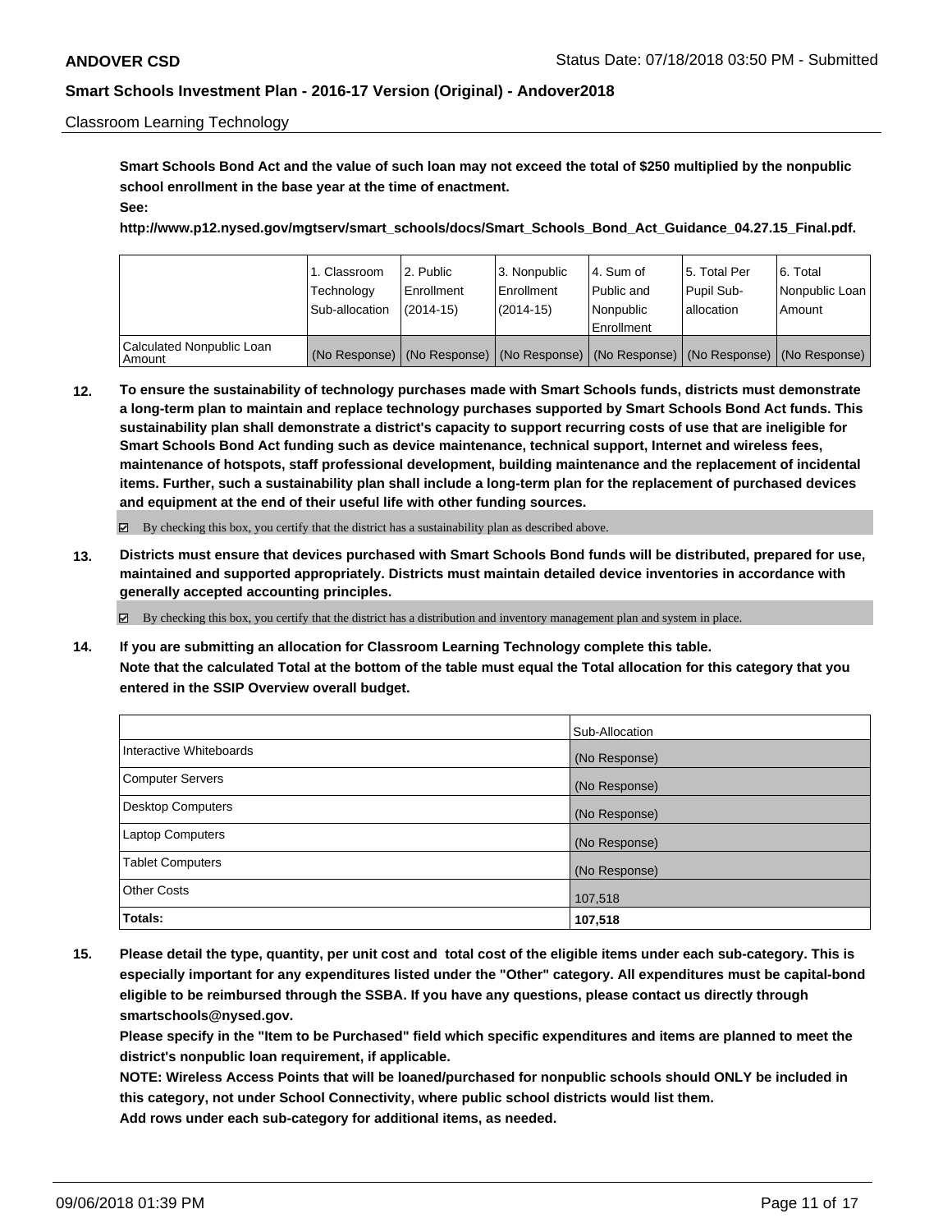Classroom Learning Technology

**Smart Schools Bond Act and the value of such loan may not exceed the total of $250 multiplied by the nonpublic school enrollment in the base year at the time of enactment.**

**See:**

**http://www.p12.nysed.gov/mgtserv/smart_schools/docs/Smart_Schools_Bond_Act_Guidance_04.27.15_Final.pdf.**

| | 1. Classroom Technology Sub-allocation | 2. Public Enrollment (2014-15) | 3. Nonpublic Enrollment (2014-15) | 4. Sum of Public and Nonpublic Enrollment | 5. Total Per Pupil Sub-allocation | 6. Total Nonpublic Loan Amount |
|---|---|---|---|---|---|---|
| Calculated Nonpublic Loan Amount | (No Response) | (No Response) | (No Response) | (No Response) | (No Response) | (No Response) |

**12. To ensure the sustainability of technology purchases made with Smart Schools funds, districts must demonstrate a long-term plan to maintain and replace technology purchases supported by Smart Schools Bond Act funds. This sustainability plan shall demonstrate a district's capacity to support recurring costs of use that are ineligible for Smart Schools Bond Act funding such as device maintenance, technical support, Internet and wireless fees, maintenance of hotspots, staff professional development, building maintenance and the replacement of incidental items. Further, such a sustainability plan shall include a long-term plan for the replacement of purchased devices and equipment at the end of their useful life with other funding sources.**

☑ By checking this box, you certify that the district has a sustainability plan as described above.

**13. Districts must ensure that devices purchased with Smart Schools Bond funds will be distributed, prepared for use, maintained and supported appropriately. Districts must maintain detailed device inventories in accordance with generally accepted accounting principles.**

☑ By checking this box, you certify that the district has a distribution and inventory management plan and system in place.

**14. If you are submitting an allocation for Classroom Learning Technology complete this table. Note that the calculated Total at the bottom of the table must equal the Total allocation for this category that you entered in the SSIP Overview overall budget.**

| | Sub-Allocation |
|---|---|
| Interactive Whiteboards | (No Response) |
| Computer Servers | (No Response) |
| Desktop Computers | (No Response) |
| Laptop Computers | (No Response) |
| Tablet Computers | (No Response) |
| Other Costs | 107,518 |
| **Totals:** | **107,518** |

**15. Please detail the type, quantity, per unit cost and total cost of the eligible items under each sub-category. This is especially important for any expenditures listed under the "Other" category. All expenditures must be capital-bond eligible to be reimbursed through the SSBA. If you have any questions, please contact us directly through smartschools@nysed.gov.**

**Please specify in the "Item to be Purchased" field which specific expenditures and items are planned to meet the district's nonpublic loan requirement, if applicable.**

**NOTE: Wireless Access Points that will be loaned/purchased for nonpublic schools should ONLY be included in this category, not under School Connectivity, where public school districts would list them.**

**Add rows under each sub-category for additional items, as needed.**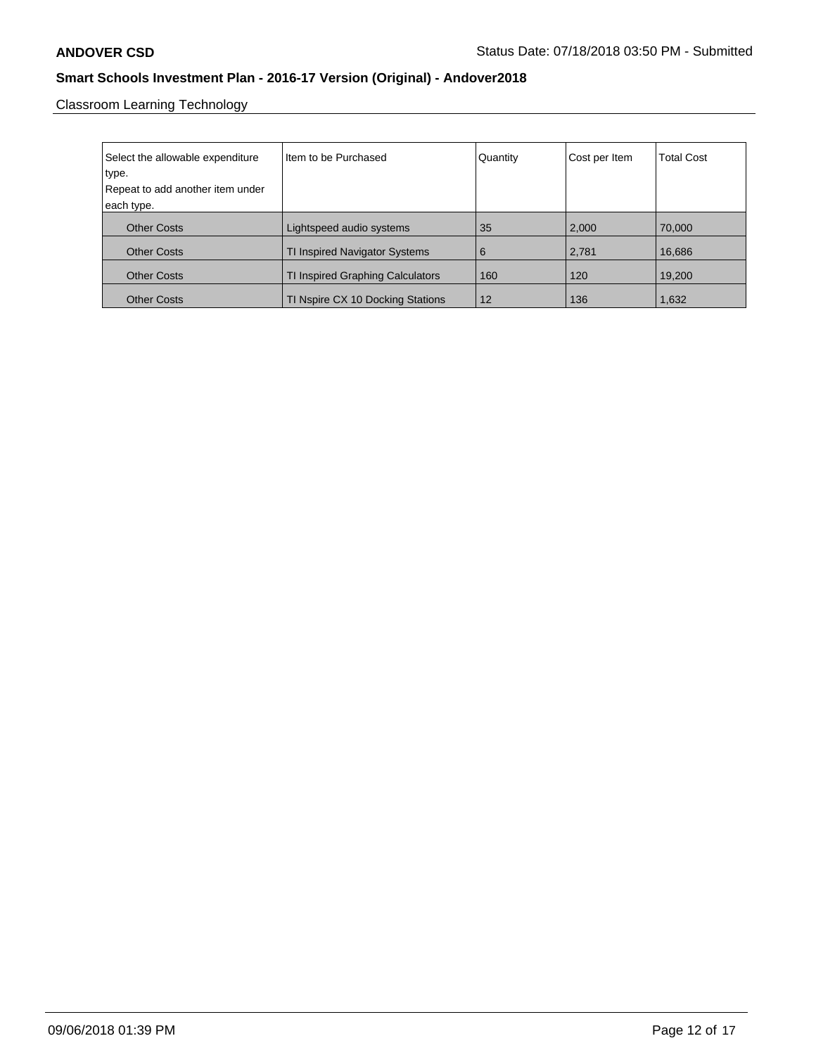Classroom Learning Technology

| Select the allowable expenditure type. Repeat to add another item under each type. | Item to be Purchased | Quantity | Cost per Item | Total Cost |
|---|---|---|---|---|
| Other Costs | Lightspeed audio systems | 35 | 2,000 | 70,000 |
| Other Costs | TI Inspired Navigator Systems | 6 | 2,781 | 16,686 |
| Other Costs | TI Inspired Graphing Calculators | 160 | 120 | 19,200 |
| Other Costs | TI Nspire CX 10 Docking Stations | 12 | 136 | 1,632 |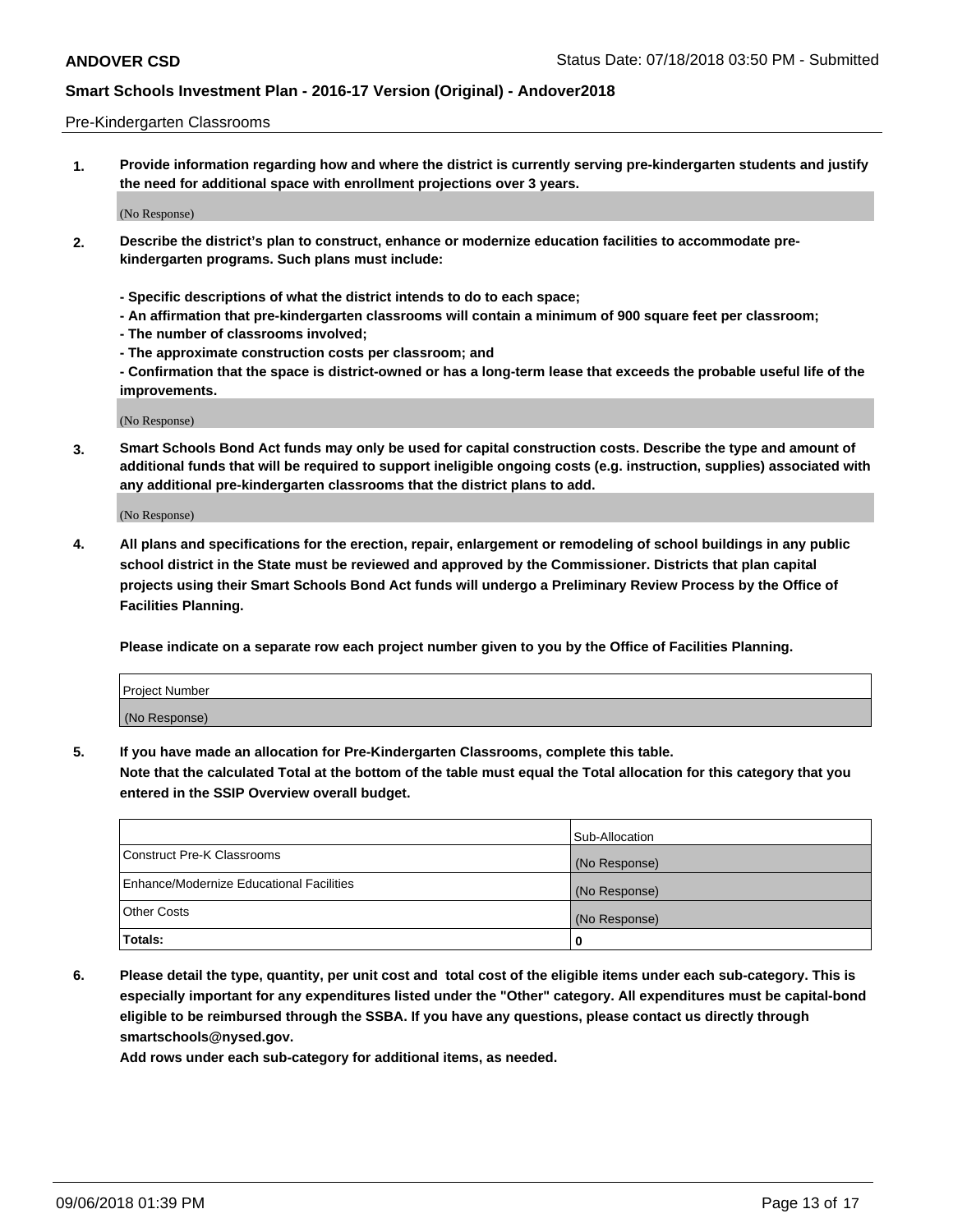Pre-Kindergarten Classrooms

**1. Provide information regarding how and where the district is currently serving pre-kindergarten students and justify the need for additional space with enrollment projections over 3 years.**

(No Response)

**2. Describe the district's plan to construct, enhance or modernize education facilities to accommodate pre-kindergarten programs. Such plans must include:**

**- Specific descriptions of what the district intends to do to each space;**
**- An affirmation that pre-kindergarten classrooms will contain a minimum of 900 square feet per classroom;**
**- The number of classrooms involved;**
**- The approximate construction costs per classroom; and**
**- Confirmation that the space is district-owned or has a long-term lease that exceeds the probable useful life of the improvements.**

(No Response)

**3. Smart Schools Bond Act funds may only be used for capital construction costs. Describe the type and amount of additional funds that will be required to support ineligible ongoing costs (e.g. instruction, supplies) associated with any additional pre-kindergarten classrooms that the district plans to add.**

(No Response)

**4. All plans and specifications for the erection, repair, enlargement or remodeling of school buildings in any public school district in the State must be reviewed and approved by the Commissioner. Districts that plan capital projects using their Smart Schools Bond Act funds will undergo a Preliminary Review Process by the Office of Facilities Planning.**

**Please indicate on a separate row each project number given to you by the Office of Facilities Planning.**

| Project Number |
|---|
| (No Response) |

**5. If you have made an allocation for Pre-Kindergarten Classrooms, complete this table.**
**Note that the calculated Total at the bottom of the table must equal the Total allocation for this category that you entered in the SSIP Overview overall budget.**

| | Sub-Allocation |
|---|---|
| Construct Pre-K Classrooms | (No Response) |
| Enhance/Modernize Educational Facilities | (No Response) |
| Other Costs | (No Response) |
| **Totals:** | **0** |

**6. Please detail the type, quantity, per unit cost and total cost of the eligible items under each sub-category. This is especially important for any expenditures listed under the "Other" category. All expenditures must be capital-bond eligible to be reimbursed through the SSBA. If you have any questions, please contact us directly through smartschools@nysed.gov.**
**Add rows under each sub-category for additional items, as needed.**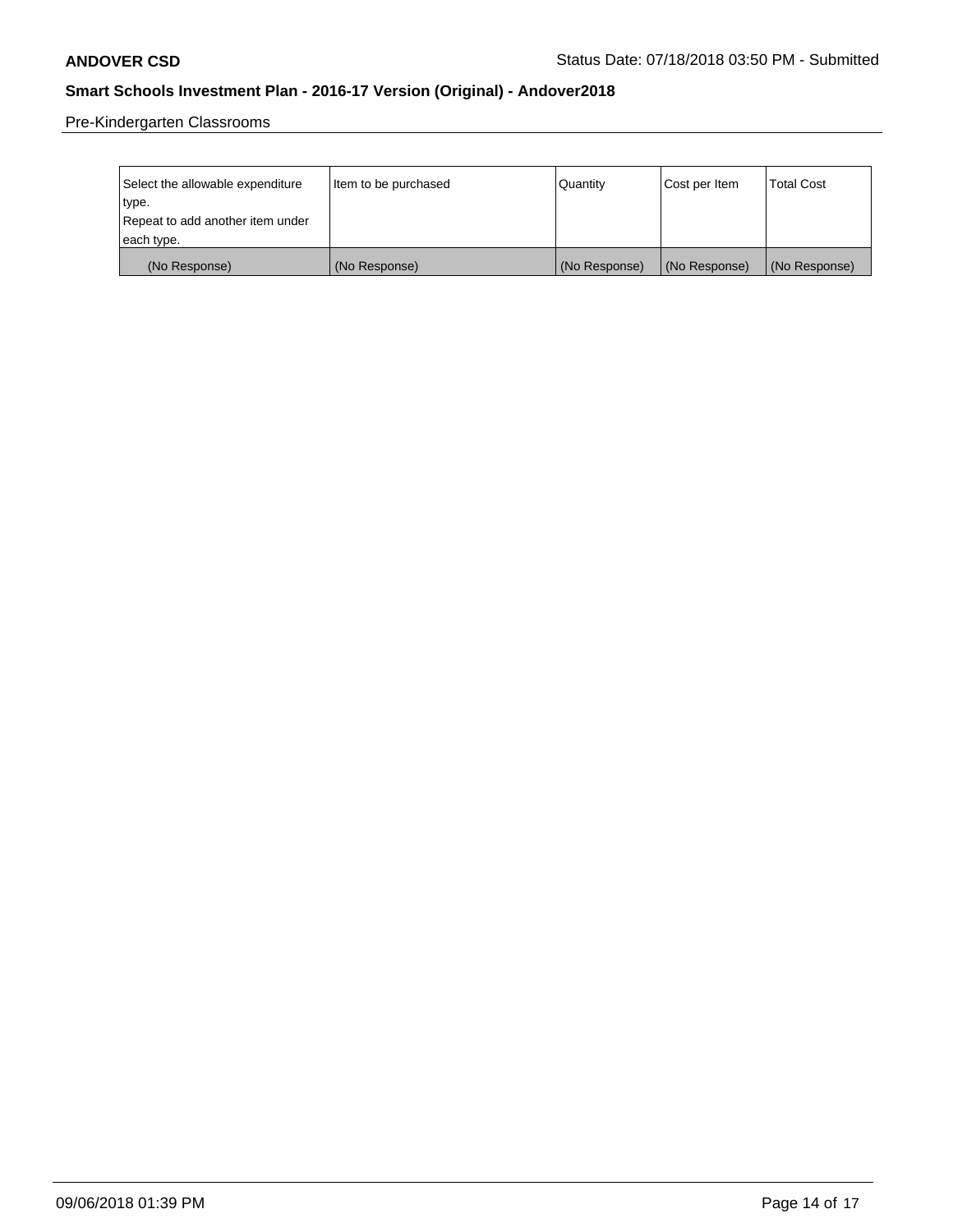Pre-Kindergarten Classrooms

| Select the allowable expenditure type. Repeat to add another item under each type. | Item to be purchased | Quantity | Cost per Item | Total Cost |
|---|---|---|---|---|
| (No Response) | (No Response) | (No Response) | (No Response) | (No Response) |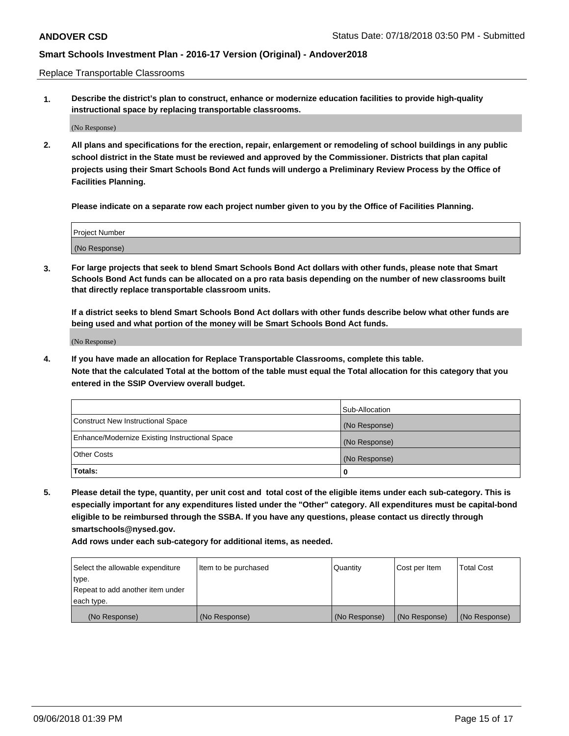Replace Transportable Classrooms

1. **Describe the district's plan to construct, enhance or modernize education facilities to provide high-quality instructional space by replacing transportable classrooms.**

(No Response)

2. **All plans and specifications for the erection, repair, enlargement or remodeling of school buildings in any public school district in the State must be reviewed and approved by the Commissioner. Districts that plan capital projects using their Smart Schools Bond Act funds will undergo a Preliminary Review Process by the Office of Facilities Planning.**

**Please indicate on a separate row each project number given to you by the Office of Facilities Planning.**

| Project Number |
| --- |
| (No Response) |

3. **For large projects that seek to blend Smart Schools Bond Act dollars with other funds, please note that Smart Schools Bond Act funds can be allocated on a pro rata basis depending on the number of new classrooms built that directly replace transportable classroom units.**

**If a district seeks to blend Smart Schools Bond Act dollars with other funds describe below what other funds are being used and what portion of the money will be Smart Schools Bond Act funds.**

(No Response)

4. **If you have made an allocation for Replace Transportable Classrooms, complete this table. Note that the calculated Total at the bottom of the table must equal the Total allocation for this category that you entered in the SSIP Overview overall budget.**

| | Sub-Allocation |
| --- | --- |
| Construct New Instructional Space | (No Response) |
| Enhance/Modernize Existing Instructional Space | (No Response) |
| Other Costs | (No Response) |
| **Totals:** | **0** |

5. **Please detail the type, quantity, per unit cost and total cost of the eligible items under each sub-category. This is especially important for any expenditures listed under the "Other" category. All expenditures must be capital-bond eligible to be reimbursed through the SSBA. If you have any questions, please contact us directly through smartschools@nysed.gov.**

**Add rows under each sub-category for additional items, as needed.**

| Select the allowable expenditure type. Repeat to add another item under each type. | Item to be purchased | Quantity | Cost per Item | Total Cost |
| --- | --- | --- | --- | --- |
| (No Response) | (No Response) | (No Response) | (No Response) | (No Response) |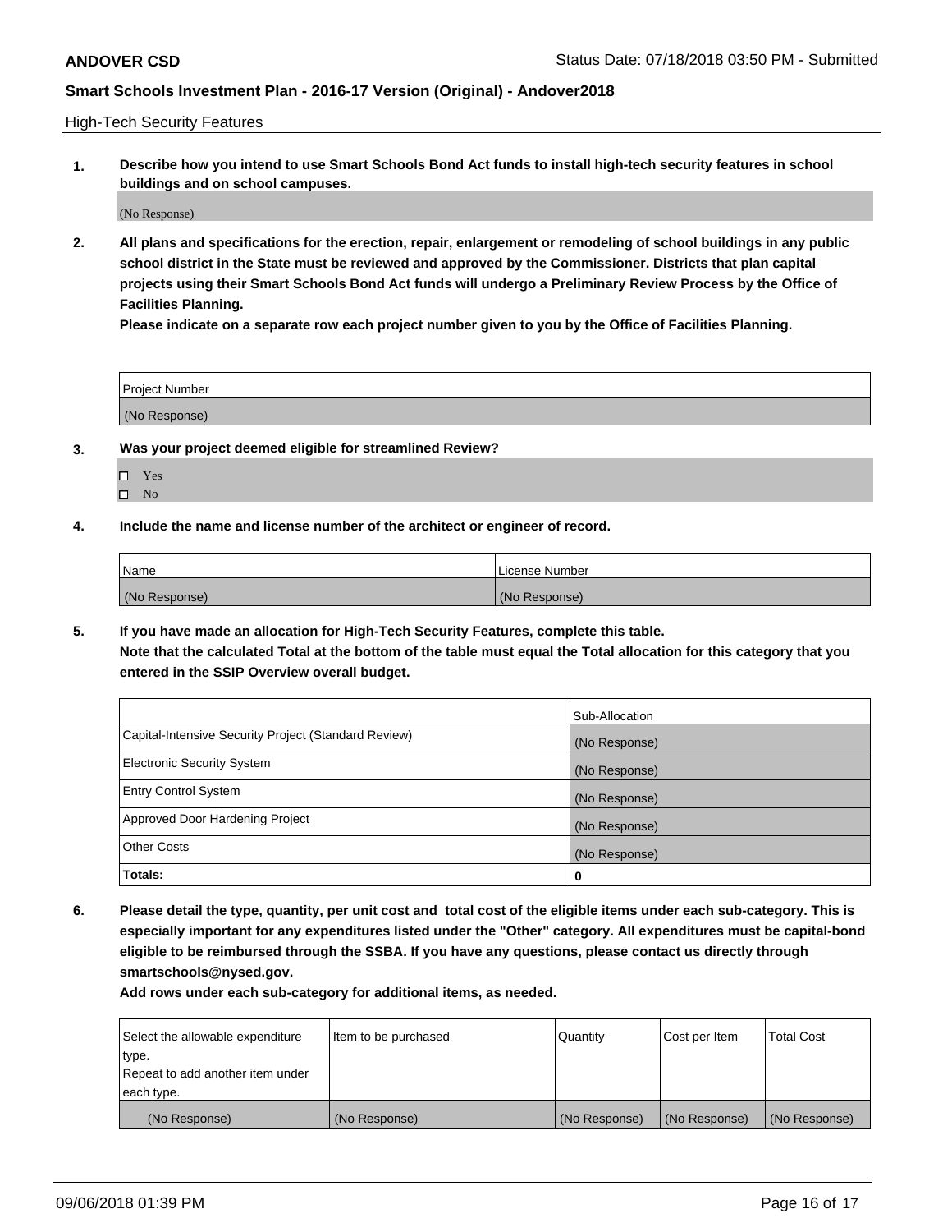ANDOVER CSD

Status Date: 07/18/2018 03:50 PM - Submitted

**Smart Schools Investment Plan - 2016-17 Version (Original) - Andover2018**

High-Tech Security Features

**1. Describe how you intend to use Smart Schools Bond Act funds to install high-tech security features in school buildings and on school campuses.**

(No Response)

**2. All plans and specifications for the erection, repair, enlargement or remodeling of school buildings in any public school district in the State must be reviewed and approved by the Commissioner. Districts that plan capital projects using their Smart Schools Bond Act funds will undergo a Preliminary Review Process by the Office of Facilities Planning.**

**Please indicate on a separate row each project number given to you by the Office of Facilities Planning.**

| Project Number |
|---|
| (No Response) |

**3. Was your project deemed eligible for streamlined Review?**

- ☐ Yes
- ☐ No

**4. Include the name and license number of the architect or engineer of record.**

| Name | License Number |
|---|---|
| (No Response) | (No Response) |

**5. If you have made an allocation for High-Tech Security Features, complete this table.**
**Note that the calculated Total at the bottom of the table must equal the Total allocation for this category that you entered in the SSIP Overview overall budget.**

| | Sub-Allocation |
|---|---|
| Capital-Intensive Security Project (Standard Review) | (No Response) |
| Electronic Security System | (No Response) |
| Entry Control System | (No Response) |
| Approved Door Hardening Project | (No Response) |
| Other Costs | (No Response) |
| **Totals:** | **0** |

**6. Please detail the type, quantity, per unit cost and total cost of the eligible items under each sub-category. This is especially important for any expenditures listed under the "Other" category. All expenditures must be capital-bond eligible to be reimbursed through the SSBA. If you have any questions, please contact us directly through smartschools@nysed.gov.**

**Add rows under each sub-category for additional items, as needed.**

| Select the allowable expenditure type. Repeat to add another item under each type. | Item to be purchased | Quantity | Cost per Item | Total Cost |
|---|---|---|---|---|
| (No Response) | (No Response) | (No Response) | (No Response) | (No Response) |